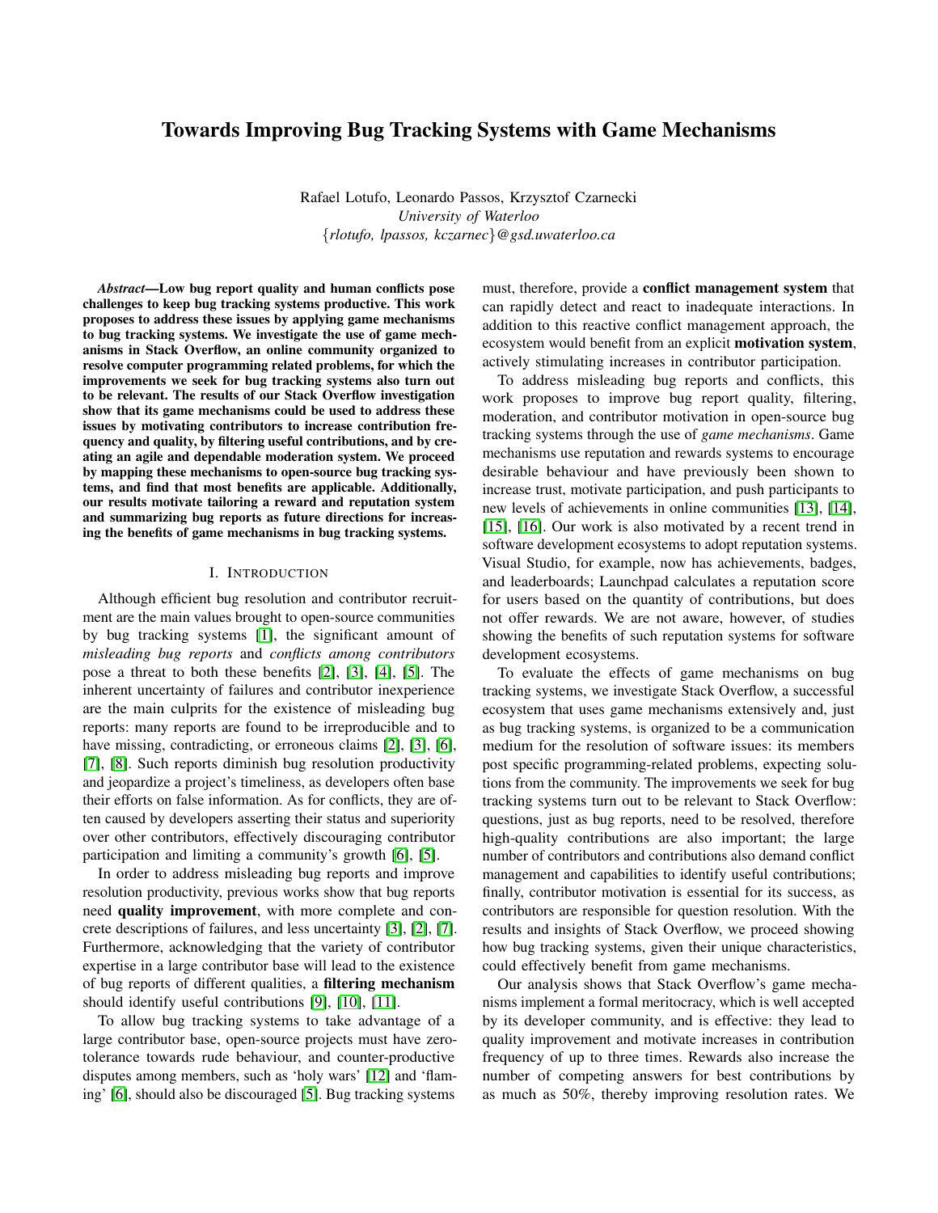# Towards Improving Bug Tracking Systems with Game Mechanisms

Rafael Lotufo, Leonardo Passos, Krzysztof Czarnecki
*University of Waterloo*
{*rlotufo, lpassos, kczarnec*}*@gsd.uwaterloo.ca*

***Abstract*—Low bug report quality and human conflicts pose challenges to keep bug tracking systems productive. This work proposes to address these issues by applying game mechanisms to bug tracking systems. We investigate the use of game mechanisms in Stack Overflow, an online community organized to resolve computer programming related problems, for which the improvements we seek for bug tracking systems also turn out to be relevant. The results of our Stack Overflow investigation show that its game mechanisms could be used to address these issues by motivating contributors to increase contribution frequency and quality, by filtering useful contributions, and by creating an agile and dependable moderation system. We proceed by mapping these mechanisms to open-source bug tracking systems, and find that most benefits are applicable. Additionally, our results motivate tailoring a reward and reputation system and summarizing bug reports as future directions for increasing the benefits of game mechanisms in bug tracking systems.**

## I. Introduction

Although efficient bug resolution and contributor recruitment are the main values brought to open-source communities by bug tracking systems [1], the significant amount of *misleading bug reports* and *conflicts among contributors* pose a threat to both these benefits [2], [3], [4], [5]. The inherent uncertainty of failures and contributor inexperience are the main culprits for the existence of misleading bug reports: many reports are found to be irreproducible and to have missing, contradicting, or erroneous claims [2], [3], [6], [7], [8]. Such reports diminish bug resolution productivity and jeopardize a project's timeliness, as developers often base their efforts on false information. As for conflicts, they are often caused by developers asserting their status and superiority over other contributors, effectively discouraging contributor participation and limiting a community's growth [6], [5].

In order to address misleading bug reports and improve resolution productivity, previous works show that bug reports need **quality improvement**, with more complete and concrete descriptions of failures, and less uncertainty [3], [2], [7]. Furthermore, acknowledging that the variety of contributor expertise in a large contributor base will lead to the existence of bug reports of different qualities, a **filtering mechanism** should identify useful contributions [9], [10], [11].

To allow bug tracking systems to take advantage of a large contributor base, open-source projects must have zero-tolerance towards rude behaviour, and counter-productive disputes among members, such as 'holy wars' [12] and 'flaming' [6], should also be discouraged [5]. Bug tracking systems must, therefore, provide a **conflict management system** that can rapidly detect and react to inadequate interactions. In addition to this reactive conflict management approach, the ecosystem would benefit from an explicit **motivation system**, actively stimulating increases in contributor participation.

To address misleading bug reports and conflicts, this work proposes to improve bug report quality, filtering, moderation, and contributor motivation in open-source bug tracking systems through the use of *game mechanisms*. Game mechanisms use reputation and rewards systems to encourage desirable behaviour and have previously been shown to increase trust, motivate participation, and push participants to new levels of achievements in online communities [13], [14], [15], [16]. Our work is also motivated by a recent trend in software development ecosystems to adopt reputation systems. Visual Studio, for example, now has achievements, badges, and leaderboards; Launchpad calculates a reputation score for users based on the quantity of contributions, but does not offer rewards. We are not aware, however, of studies showing the benefits of such reputation systems for software development ecosystems.

To evaluate the effects of game mechanisms on bug tracking systems, we investigate Stack Overflow, a successful ecosystem that uses game mechanisms extensively and, just as bug tracking systems, is organized to be a communication medium for the resolution of software issues: its members post specific programming-related problems, expecting solutions from the community. The improvements we seek for bug tracking systems turn out to be relevant to Stack Overflow: questions, just as bug reports, need to be resolved, therefore high-quality contributions are also important; the large number of contributors and contributions also demand conflict management and capabilities to identify useful contributions; finally, contributor motivation is essential for its success, as contributors are responsible for question resolution. With the results and insights of Stack Overflow, we proceed showing how bug tracking systems, given their unique characteristics, could effectively benefit from game mechanisms.

Our analysis shows that Stack Overflow's game mechanisms implement a formal meritocracy, which is well accepted by its developer community, and is effective: they lead to quality improvement and motivate increases in contribution frequency of up to three times. Rewards also increase the number of competing answers for best contributions by as much as 50%, thereby improving resolution rates. We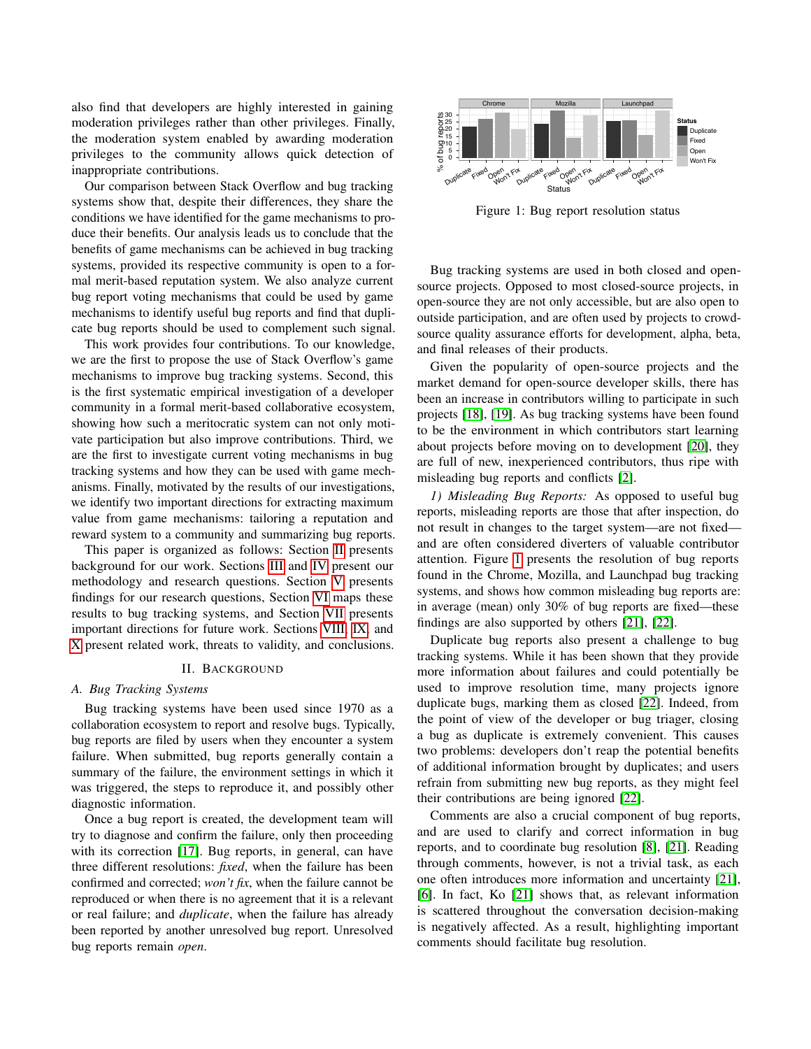also find that developers are highly interested in gaining moderation privileges rather than other privileges. Finally, the moderation system enabled by awarding moderation privileges to the community allows quick detection of inappropriate contributions.

Our comparison between Stack Overflow and bug tracking systems show that, despite their differences, they share the conditions we have identified for the game mechanisms to produce their benefits. Our analysis leads us to conclude that the benefits of game mechanisms can be achieved in bug tracking systems, provided its respective community is open to a formal merit-based reputation system. We also analyze current bug report voting mechanisms that could be used by game mechanisms to identify useful bug reports and find that duplicate bug reports should be used to complement such signal.

This work provides four contributions. To our knowledge, we are the first to propose the use of Stack Overflow's game mechanisms to improve bug tracking systems. Second, this is the first systematic empirical investigation of a developer community in a formal merit-based collaborative ecosystem, showing how such a meritocratic system can not only motivate participation but also improve contributions. Third, we are the first to investigate current voting mechanisms in bug tracking systems and how they can be used with game mechanisms. Finally, motivated by the results of our investigations, we identify two important directions for extracting maximum value from game mechanisms: tailoring a reputation and reward system to a community and summarizing bug reports.

This paper is organized as follows: Section II presents background for our work. Sections III and IV present our methodology and research questions. Section V presents findings for our research questions, Section VI maps these results to bug tracking systems, and Section VII presents important directions for future work. Sections VIII, IX, and X present related work, threats to validity, and conclusions.

## II. Background

### A. Bug Tracking Systems

Bug tracking systems have been used since 1970 as a collaboration ecosystem to report and resolve bugs. Typically, bug reports are filed by users when they encounter a system failure. When submitted, bug reports generally contain a summary of the failure, the environment settings in which it was triggered, the steps to reproduce it, and possibly other diagnostic information.

Once a bug report is created, the development team will try to diagnose and confirm the failure, only then proceeding with its correction [17]. Bug reports, in general, can have three different resolutions: *fixed*, when the failure has been confirmed and corrected; *won't fix*, when the failure cannot be reproduced or when there is no agreement that it is a relevant or real failure; and *duplicate*, when the failure has already been reported by another unresolved bug report. Unresolved bug reports remain *open*.

Chrome
Mozilla
Launchpad
% of bug reports
30
25
20
15
10
5
0
Duplicate
Fixed
Open
Won't Fix
Status
Status
Duplicate
Fixed
Open
Won't Fix

Figure 1: Bug report resolution status

Bug tracking systems are used in both closed and open-source projects. Opposed to most closed-source projects, in open-source they are not only accessible, but are also open to outside participation, and are often used by projects to crowd-source quality assurance efforts for development, alpha, beta, and final releases of their products.

Given the popularity of open-source projects and the market demand for open-source developer skills, there has been an increase in contributors willing to participate in such projects [18], [19]. As bug tracking systems have been found to be the environment in which contributors start learning about projects before moving on to development [20], they are full of new, inexperienced contributors, thus ripe with misleading bug reports and conflicts [2].

*1) Misleading Bug Reports:* As opposed to useful bug reports, misleading reports are those that after inspection, do not result in changes to the target system—are not fixed—and are often considered diverters of valuable contributor attention. Figure 1 presents the resolution of bug reports found in the Chrome, Mozilla, and Launchpad bug tracking systems, and shows how common misleading bug reports are: in average (mean) only 30% of bug reports are fixed—these findings are also supported by others [21], [22].

Duplicate bug reports also present a challenge to bug tracking systems. While it has been shown that they provide more information about failures and could potentially be used to improve resolution time, many projects ignore duplicate bugs, marking them as closed [22]. Indeed, from the point of view of the developer or bug triager, closing a bug as duplicate is extremely convenient. This causes two problems: developers don't reap the potential benefits of additional information brought by duplicates; and users refrain from submitting new bug reports, as they might feel their contributions are being ignored [22].

Comments are also a crucial component of bug reports, and are used to clarify and correct information in bug reports, and to coordinate bug resolution [8], [21]. Reading through comments, however, is not a trivial task, as each one often introduces more information and uncertainty [21], [6]. In fact, Ko [21] shows that, as relevant information is scattered throughout the conversation decision-making is negatively affected. As a result, highlighting important comments should facilitate bug resolution.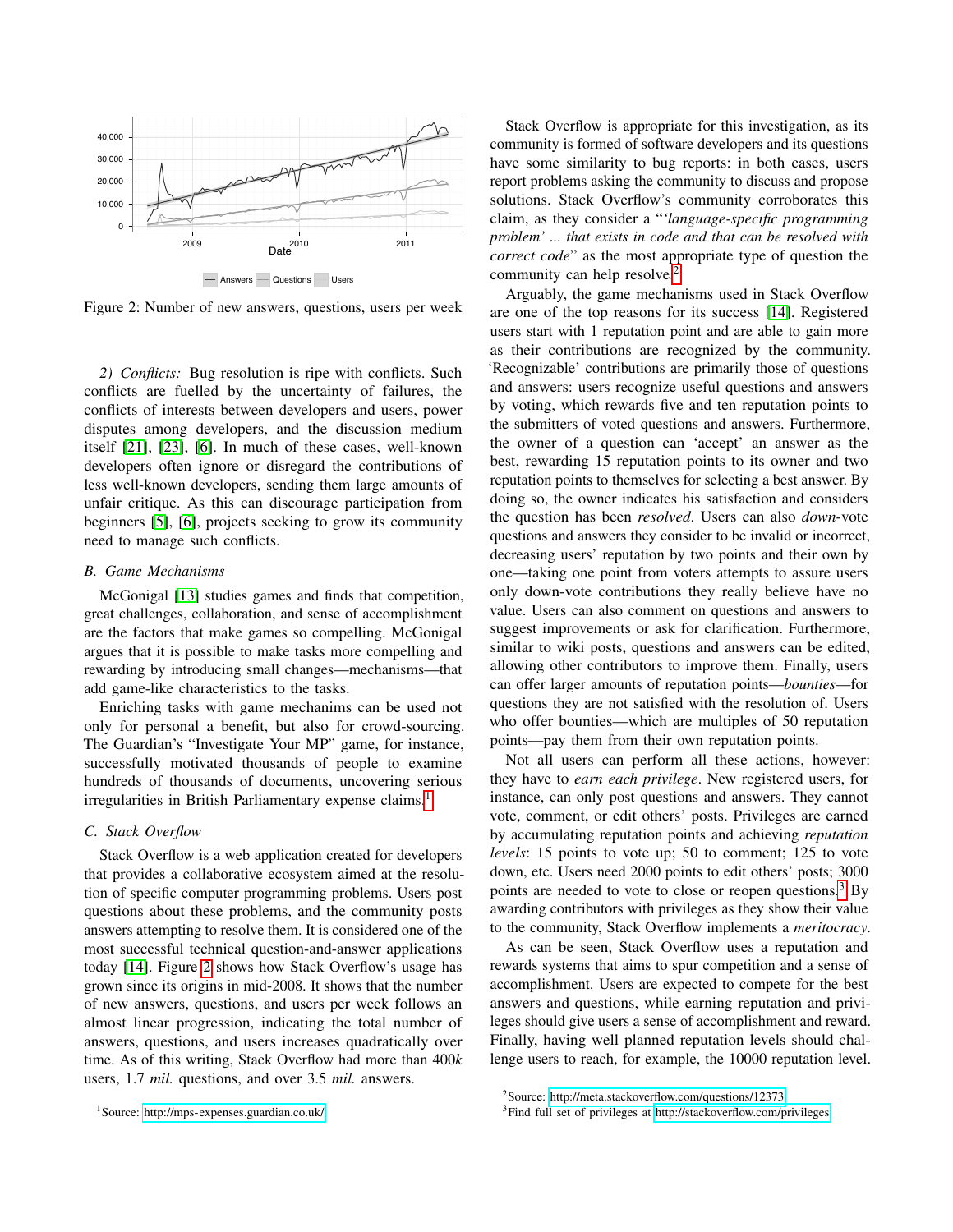Figure 2: Number of new answers, questions, users per week

*2) Conflicts:* Bug resolution is ripe with conflicts. Such conflicts are fuelled by the uncertainty of failures, the conflicts of interests between developers and users, power disputes among developers, and the discussion medium itself [21], [23], [6]. In much of these cases, well-known developers often ignore or disregard the contributions of less well-known developers, sending them large amounts of unfair critique. As this can discourage participation from beginners [5], [6], projects seeking to grow its community need to manage such conflicts.

### B. Game Mechanisms

McGonigal [13] studies games and finds that competition, great challenges, collaboration, and sense of accomplishment are the factors that make games so compelling. McGonigal argues that it is possible to make tasks more compelling and rewarding by introducing small changes—mechanisms—that add game-like characteristics to the tasks.

Enriching tasks with game mechanims can be used not only for personal a benefit, but also for crowd-sourcing. The Guardian's "Investigate Your MP" game, for instance, successfully motivated thousands of people to examine hundreds of thousands of documents, uncovering serious irregularities in British Parliamentary expense claims.[1]

### C. Stack Overflow

Stack Overflow is a web application created for developers that provides a collaborative ecosystem aimed at the resolution of specific computer programming problems. Users post questions about these problems, and the community posts answers attempting to resolve them. It is considered one of the most successful technical question-and-answer applications today [14]. Figure 2 shows how Stack Overflow's usage has grown since its origins in mid-2008. It shows that the number of new answers, questions, and users per week follows an almost linear progression, indicating the total number of answers, questions, and users increases quadratically over time. As of this writing, Stack Overflow had more than 400*k* users, 1.7 *mil.* questions, and over 3.5 *mil.* answers.

Stack Overflow is appropriate for this investigation, as its community is formed of software developers and its questions have some similarity to bug reports: in both cases, users report problems asking the community to discuss and propose solutions. Stack Overflow's community corroborates this claim, as they consider a "*'language-specific programming problem' ... that exists in code and that can be resolved with correct code*" as the most appropriate type of question the community can help resolve.[2]

Arguably, the game mechanisms used in Stack Overflow are one of the top reasons for its success [14]. Registered users start with 1 reputation point and are able to gain more as their contributions are recognized by the community. 'Recognizable' contributions are primarily those of questions and answers: users recognize useful questions and answers by voting, which rewards five and ten reputation points to the submitters of voted questions and answers. Furthermore, the owner of a question can 'accept' an answer as the best, rewarding 15 reputation points to its owner and two reputation points to themselves for selecting a best answer. By doing so, the owner indicates his satisfaction and considers the question has been *resolved*. Users can also *down*-vote questions and answers they consider to be invalid or incorrect, decreasing users' reputation by two points and their own by one—taking one point from voters attempts to assure users only down-vote contributions they really believe have no value. Users can also comment on questions and answers to suggest improvements or ask for clarification. Furthermore, similar to wiki posts, questions and answers can be edited, allowing other contributors to improve them. Finally, users can offer larger amounts of reputation points—*bounties*—for questions they are not satisfied with the resolution of. Users who offer bounties—which are multiples of 50 reputation points—pay them from their own reputation points.

Not all users can perform all these actions, however: they have to *earn each privilege*. New registered users, for instance, can only post questions and answers. They cannot vote, comment, or edit others' posts. Privileges are earned by accumulating reputation points and achieving *reputation levels*: 15 points to vote up; 50 to comment; 125 to vote down, etc. Users need 2000 points to edit others' posts; 3000 points are needed to vote to close or reopen questions.[3] By awarding contributors with privileges as they show their value to the community, Stack Overflow implements a *meritocracy*.

As can be seen, Stack Overflow uses a reputation and rewards systems that aims to spur competition and a sense of accomplishment. Users are expected to compete for the best answers and questions, while earning reputation and privileges should give users a sense of accomplishment and reward. Finally, having well planned reputation levels should challenge users to reach, for example, the 10000 reputation level.

[1] Source: http://mps-expenses.guardian.co.uk/

[2] Source: http://meta.stackoverflow.com/questions/12373

[3] Find full set of privileges at http://stackoverflow.com/privileges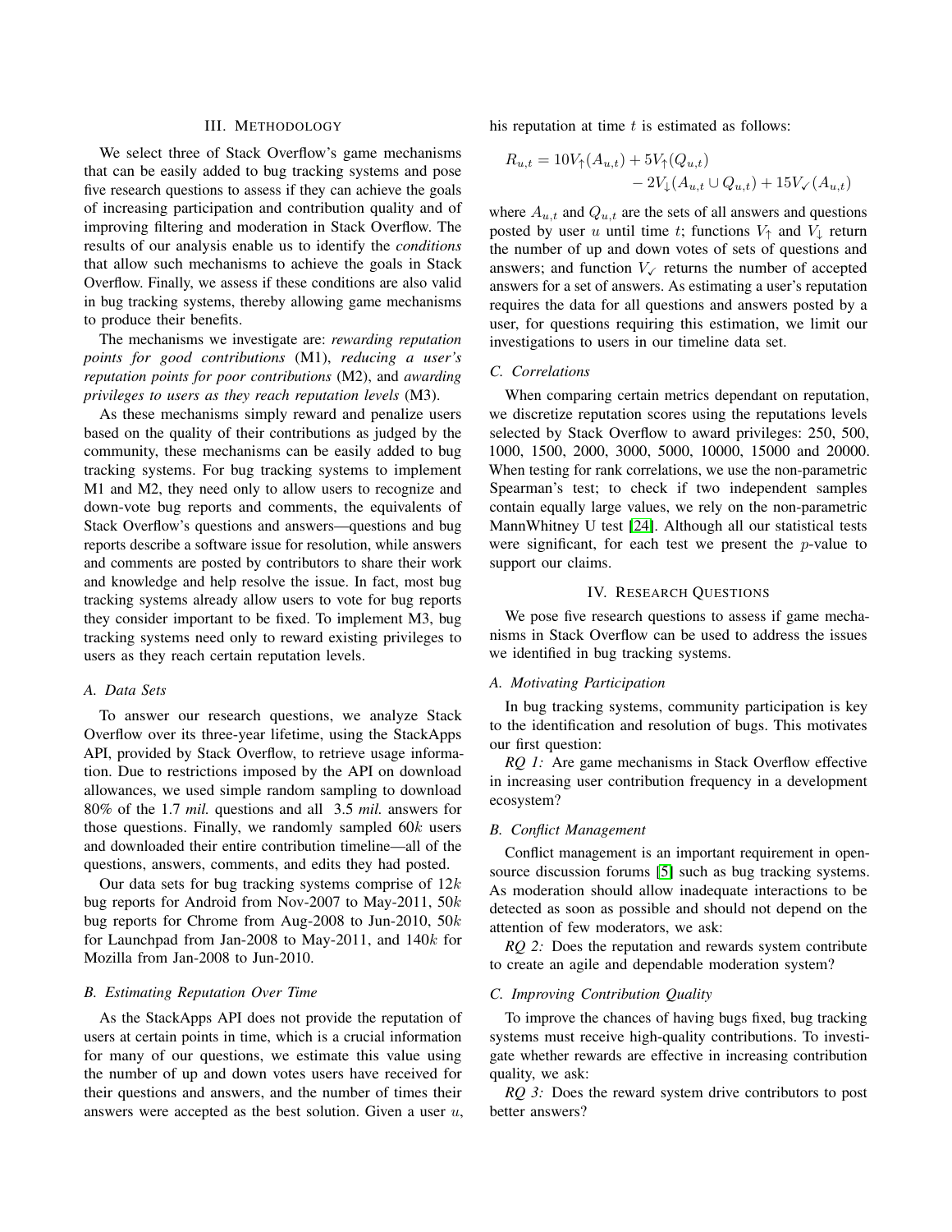## III. Methodology

We select three of Stack Overflow's game mechanisms that can be easily added to bug tracking systems and pose five research questions to assess if they can achieve the goals of increasing participation and contribution quality and of improving filtering and moderation in Stack Overflow. The results of our analysis enable us to identify the *conditions* that allow such mechanisms to achieve the goals in Stack Overflow. Finally, we assess if these conditions are also valid in bug tracking systems, thereby allowing game mechanisms to produce their benefits.

The mechanisms we investigate are: *rewarding reputation points for good contributions* (M1), *reducing a user's reputation points for poor contributions* (M2), and *awarding privileges to users as they reach reputation levels* (M3).

As these mechanisms simply reward and penalize users based on the quality of their contributions as judged by the community, these mechanisms can be easily added to bug tracking systems. For bug tracking systems to implement M1 and M2, they need only to allow users to recognize and down-vote bug reports and comments, the equivalents of Stack Overflow's questions and answers—questions and bug reports describe a software issue for resolution, while answers and comments are posted by contributors to share their work and knowledge and help resolve the issue. In fact, most bug tracking systems already allow users to vote for bug reports they consider important to be fixed. To implement M3, bug tracking systems need only to reward existing privileges to users as they reach certain reputation levels.

### A. Data Sets

To answer our research questions, we analyze Stack Overflow over its three-year lifetime, using the StackApps API, provided by Stack Overflow, to retrieve usage information. Due to restrictions imposed by the API on download allowances, we used simple random sampling to download 80% of the 1.7 *mil.* questions and all 3.5 *mil.* answers for those questions. Finally, we randomly sampled $60k$ users and downloaded their entire contribution timeline—all of the questions, answers, comments, and edits they had posted.

Our data sets for bug tracking systems comprise of $12k$ bug reports for Android from Nov-2007 to May-2011, $50k$ bug reports for Chrome from Aug-2008 to Jun-2010, $50k$ for Launchpad from Jan-2008 to May-2011, and $140k$ for Mozilla from Jan-2008 to Jun-2010.

### B. Estimating Reputation Over Time

As the StackApps API does not provide the reputation of users at certain points in time, which is a crucial information for many of our questions, we estimate this value using the number of up and down votes users have received for their questions and answers, and the number of times their answers were accepted as the best solution. Given a user $u$, his reputation at time $t$ is estimated as follows:

$$R_{u,t} = 10V_{\uparrow}(A_{u,t}) + 5V_{\uparrow}(Q_{u,t}) - 2V_{\downarrow}(A_{u,t} \cup Q_{u,t}) + 15V_{\checkmark}(A_{u,t})$$

where $A_{u,t}$ and $Q_{u,t}$ are the sets of all answers and questions posted by user $u$ until time $t$; functions $V_{\uparrow}$ and $V_{\downarrow}$ return the number of up and down votes of sets of questions and answers; and function $V_{\checkmark}$ returns the number of accepted answers for a set of answers. As estimating a user's reputation requires the data for all questions and answers posted by a user, for questions requiring this estimation, we limit our investigations to users in our timeline data set.

### C. Correlations

When comparing certain metrics dependant on reputation, we discretize reputation scores using the reputations levels selected by Stack Overflow to award privileges: 250, 500, 1000, 1500, 2000, 3000, 5000, 10000, 15000 and 20000. When testing for rank correlations, we use the non-parametric Spearman's test; to check if two independent samples contain equally large values, we rely on the non-parametric MannWhitney U test [24]. Although all our statistical tests were significant, for each test we present the $p$-value to support our claims.

## IV. Research Questions

We pose five research questions to assess if game mechanisms in Stack Overflow can be used to address the issues we identified in bug tracking systems.

### A. Motivating Participation

In bug tracking systems, community participation is key to the identification and resolution of bugs. This motivates our first question:

*RQ 1:* Are game mechanisms in Stack Overflow effective in increasing user contribution frequency in a development ecosystem?

### B. Conflict Management

Conflict management is an important requirement in open-source discussion forums [5] such as bug tracking systems. As moderation should allow inadequate interactions to be detected as soon as possible and should not depend on the attention of few moderators, we ask:

*RQ 2:* Does the reputation and rewards system contribute to create an agile and dependable moderation system?

### C. Improving Contribution Quality

To improve the chances of having bugs fixed, bug tracking systems must receive high-quality contributions. To investigate whether rewards are effective in increasing contribution quality, we ask:

*RQ 3:* Does the reward system drive contributors to post better answers?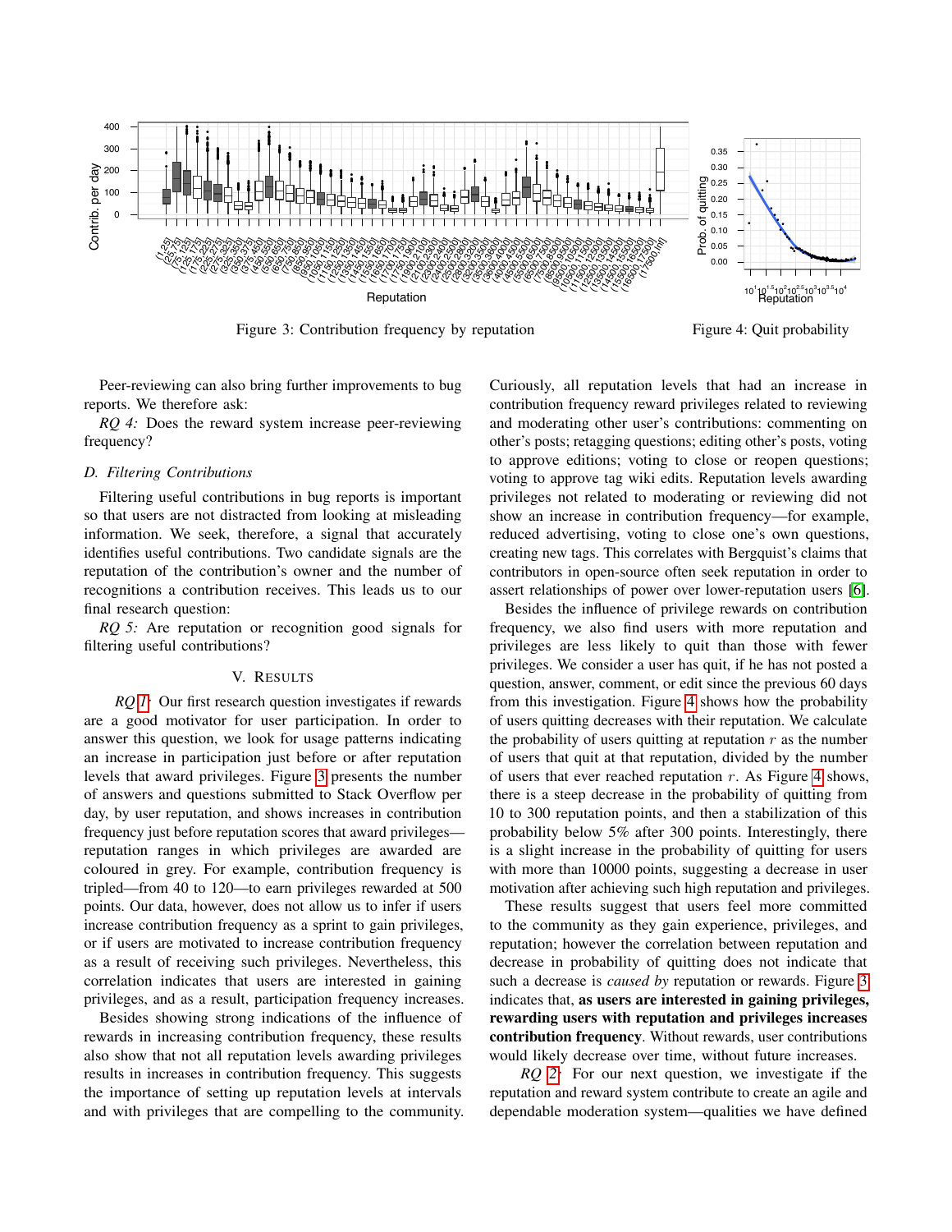400
300
200
100
0

Contrib. per day

Reputation

(1,25] (25,75] (75,125] (125,175] (175,225] (225,275] (275,325] (325,350] (350,375] (375,450] (450,550] (550,650] (650,750] (750,850] (850,950] (950,1050] (1050,1150] (1150,1250] (1250,1350] (1350,1450] (1450,1550] (1550,1650] (1650,1750] (1750,1850] (1850,1900] (1900,2100] (2100,2300] (2300,2400] (2400,2500] (2500,2800] (2800,3200] (3200,3500] (3500,3600] (3600,4000] (4000,4500] (4500,5500] (5500,6500] (6500,7500] (7500,8500] (8500,9500] (9500,10500] (10500,11500] (11500,12500] (12500,13500] (13500,14500] (14500,15500] (15500,16500] (16500,17500] (17500,Inf]

Figure 3: Contribution frequency by reputation

0.35
0.30
0.25
0.20
0.15
0.10
0.05
0.00

Prob. of quitting

$10^1$ $10^{1.5}$ $10^2$ $10^{2.5}$ $10^3$ $10^{3.5}$ $10^4$

Reputation

Figure 4: Quit probability

Peer-reviewing can also bring further improvements to bug reports. We therefore ask:

*RQ 4:* Does the reward system increase peer-reviewing frequency?

### D. Filtering Contributions

Filtering useful contributions in bug reports is important so that users are not distracted from looking at misleading information. We seek, therefore, a signal that accurately identifies useful contributions. Two candidate signals are the reputation of the contribution's owner and the number of recognitions a contribution receives. This leads us to our final research question:

*RQ 5:* Are reputation or recognition good signals for filtering useful contributions?

## V. Results

*RQ 1:* Our first research question investigates if rewards are a good motivator for user participation. In order to answer this question, we look for usage patterns indicating an increase in participation just before or after reputation levels that award privileges. Figure 3 presents the number of answers and questions submitted to Stack Overflow per day, by user reputation, and shows increases in contribution frequency just before reputation scores that award privileges—reputation ranges in which privileges are awarded are coloured in grey. For example, contribution frequency is tripled—from 40 to 120—to earn privileges rewarded at 500 points. Our data, however, does not allow us to infer if users increase contribution frequency as a sprint to gain privileges, or if users are motivated to increase contribution frequency as a result of receiving such privileges. Nevertheless, this correlation indicates that users are interested in gaining privileges, and as a result, participation frequency increases.

Besides showing strong indications of the influence of rewards in increasing contribution frequency, these results also show that not all reputation levels awarding privileges results in increases in contribution frequency. This suggests the importance of setting up reputation levels at intervals and with privileges that are compelling to the community.

Curiously, all reputation levels that had an increase in contribution frequency reward privileges related to reviewing and moderating other user's contributions: commenting on other's posts; retagging questions; editing other's posts, voting to approve editions; voting to close or reopen questions; voting to approve tag wiki edits. Reputation levels awarding privileges not related to moderating or reviewing did not show an increase in contribution frequency—for example, reduced advertising, voting to close one's own questions, creating new tags. This correlates with Bergquist's claims that contributors in open-source often seek reputation in order to assert relationships of power over lower-reputation users [6].

Besides the influence of privilege rewards on contribution frequency, we also find users with more reputation and privileges are less likely to quit than those with fewer privileges. We consider a user has quit, if he has not posted a question, answer, comment, or edit since the previous 60 days from this investigation. Figure 4 shows how the probability of users quitting decreases with their reputation. We calculate the probability of users quitting at reputation $r$ as the number of users that quit at that reputation, divided by the number of users that ever reached reputation $r$. As Figure 4 shows, there is a steep decrease in the probability of quitting from 10 to 300 reputation points, and then a stabilization of this probability below 5% after 300 points. Interestingly, there is a slight increase in the probability of quitting for users with more than 10000 points, suggesting a decrease in user motivation after achieving such high reputation and privileges.

These results suggest that users feel more committed to the community as they gain experience, privileges, and reputation; however the correlation between reputation and decrease in probability of quitting does not indicate that such a decrease is *caused by* reputation or rewards. Figure 3 indicates that, **as users are interested in gaining privileges, rewarding users with reputation and privileges increases contribution frequency**. Without rewards, user contributions would likely decrease over time, without future increases.

*RQ 2:* For our next question, we investigate if the reputation and reward system contribute to create an agile and dependable moderation system—qualities we have defined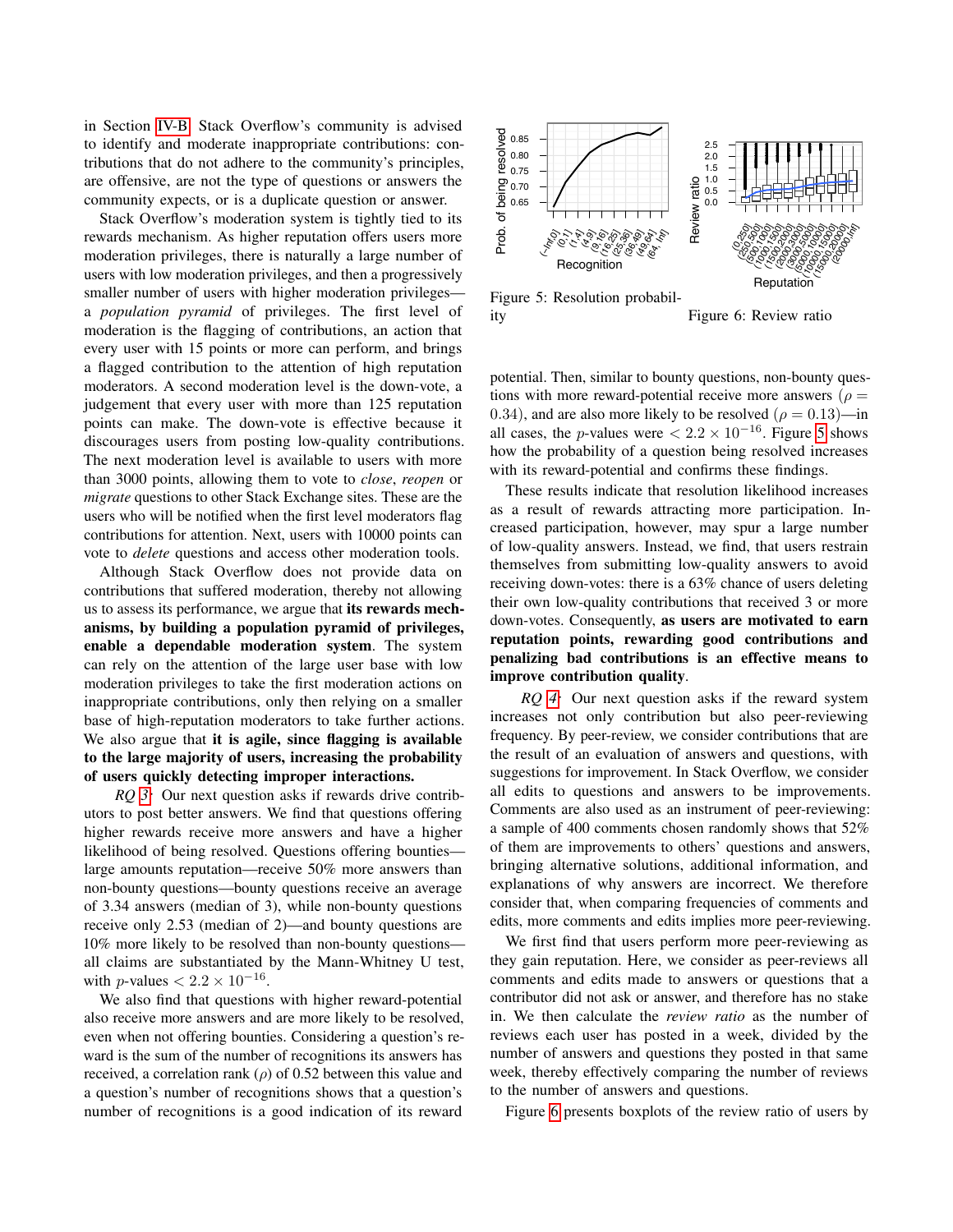in Section IV-B. Stack Overflow's community is advised to identify and moderate inappropriate contributions: contributions that do not adhere to the community's principles, are offensive, are not the type of questions or answers the community expects, or is a duplicate question or answer.

Stack Overflow's moderation system is tightly tied to its rewards mechanism. As higher reputation offers users more moderation privileges, there is naturally a large number of users with low moderation privileges, and then a progressively smaller number of users with higher moderation privileges—a *population pyramid* of privileges. The first level of moderation is the flagging of contributions, an action that every user with 15 points or more can perform, and brings a flagged contribution to the attention of high reputation moderators. A second moderation level is the down-vote, a judgement that every user with more than 125 reputation points can make. The down-vote is effective because it discourages users from posting low-quality contributions. The next moderation level is available to users with more than 3000 points, allowing them to vote to *close*, *reopen* or *migrate* questions to other Stack Exchange sites. These are the users who will be notified when the first level moderators flag contributions for attention. Next, users with 10000 points can vote to *delete* questions and access other moderation tools.

Although Stack Overflow does not provide data on contributions that suffered moderation, thereby not allowing us to assess its performance, we argue that **its rewards mechanisms, by building a population pyramid of privileges, enable a dependable moderation system**. The system can rely on the attention of the large user base with low moderation privileges to take the first moderation actions on inappropriate contributions, only then relying on a smaller base of high-reputation moderators to take further actions. We also argue that **it is agile, since flagging is available to the large majority of users, increasing the probability of users quickly detecting improper interactions.**

*RQ 3:* Our next question asks if rewards drive contributors to post better answers. We find that questions offering higher rewards receive more answers and have a higher likelihood of being resolved. Questions offering bounties—large amounts reputation—receive 50% more answers than non-bounty questions—bounty questions receive an average of 3.34 answers (median of 3), while non-bounty questions receive only 2.53 (median of 2)—and bounty questions are 10% more likely to be resolved than non-bounty questions—all claims are substantiated by the Mann-Whitney U test, with $p$-values $< 2.2 \times 10^{-16}$.

We also find that questions with higher reward-potential also receive more answers and are more likely to be resolved, even when not offering bounties. Considering a question's reward is the sum of the number of recognitions its answers has received, a correlation rank ($\rho$) of 0.52 between this value and a question's number of recognitions shows that a question's number of recognitions is a good indication of its reward potential. Then, similar to bounty questions, non-bounty questions with more reward-potential receive more answers ($\rho = 0.34$), and are also more likely to be resolved ($\rho = 0.13$)—in all cases, the $p$-values were $< 2.2 \times 10^{-16}$. Figure 5 shows how the probability of a question being resolved increases with its reward-potential and confirms these findings.

Figure 5: Resolution probability

Figure 6: Review ratio

These results indicate that resolution likelihood increases as a result of rewards attracting more participation. Increased participation, however, may spur a large number of low-quality answers. Instead, we find, that users restrain themselves from submitting low-quality answers to avoid receiving down-votes: there is a 63% chance of users deleting their own low-quality contributions that received 3 or more down-votes. Consequently, **as users are motivated to earn reputation points, rewarding good contributions and penalizing bad contributions is an effective means to improve contribution quality**.

*RQ 4:* Our next question asks if the reward system increases not only contribution but also peer-reviewing frequency. By peer-review, we consider contributions that are the result of an evaluation of answers and questions, with suggestions for improvement. In Stack Overflow, we consider all edits to questions and answers to be improvements. Comments are also used as an instrument of peer-reviewing: a sample of 400 comments chosen randomly shows that 52% of them are improvements to others' questions and answers, bringing alternative solutions, additional information, and explanations of why answers are incorrect. We therefore consider that, when comparing frequencies of comments and edits, more comments and edits implies more peer-reviewing.

We first find that users perform more peer-reviewing as they gain reputation. Here, we consider as peer-reviews all comments and edits made to answers or questions that a contributor did not ask or answer, and therefore has no stake in. We then calculate the *review ratio* as the number of reviews each user has posted in a week, divided by the number of answers and questions they posted in that same week, thereby effectively comparing the number of reviews to the number of answers and questions.

Figure 6 presents boxplots of the review ratio of users by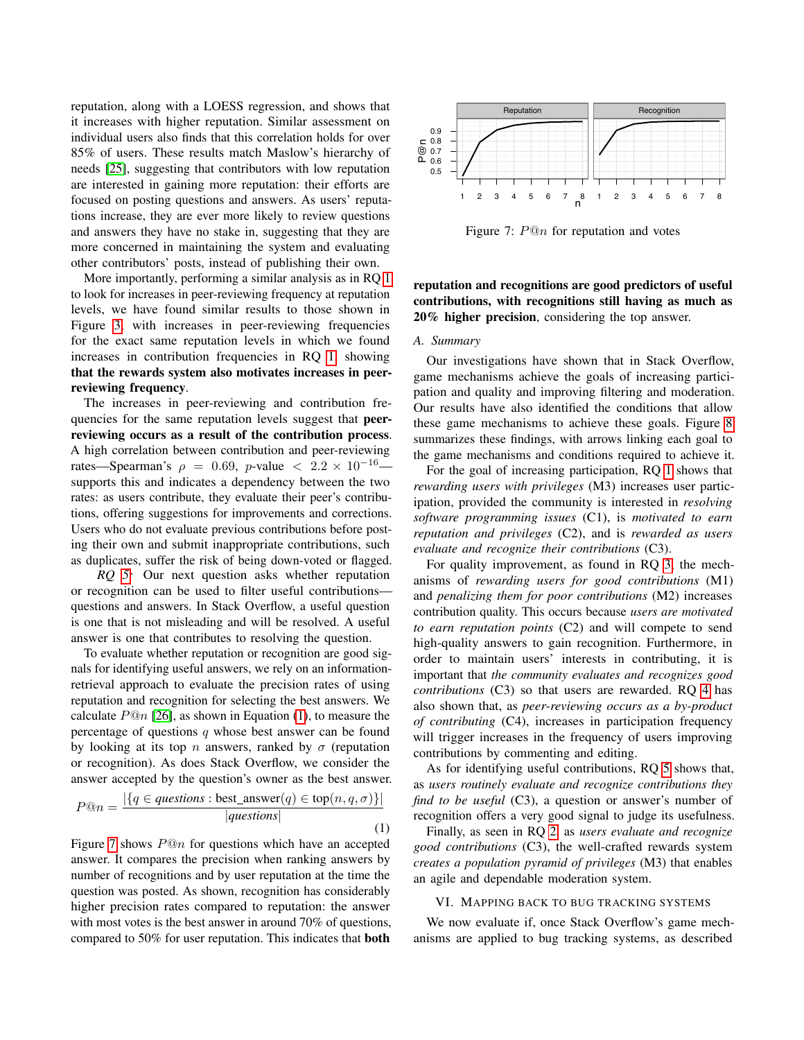reputation, along with a LOESS regression, and shows that it increases with higher reputation. Similar assessment on individual users also finds that this correlation holds for over 85% of users. These results match Maslow's hierarchy of needs [25], suggesting that contributors with low reputation are interested in gaining more reputation: their efforts are focused on posting questions and answers. As users' reputations increase, they are ever more likely to review questions and answers they have no stake in, suggesting that they are more concerned in maintaining the system and evaluating other contributors' posts, instead of publishing their own.

More importantly, performing a similar analysis as in RQ 1 to look for increases in peer-reviewing frequency at reputation levels, we have found similar results to those shown in Figure 3, with increases in peer-reviewing frequencies for the exact same reputation levels in which we found increases in contribution frequencies in RQ 1, showing **that the rewards system also motivates increases in peer-reviewing frequency**.

The increases in peer-reviewing and contribution frequencies for the same reputation levels suggest that **peer-reviewing occurs as a result of the contribution process**. A high correlation between contribution and peer-reviewing rates—Spearman's $\rho = 0.69$, $p$-value $< 2.2 \times 10^{-16}$—supports this and indicates a dependency between the two rates: as users contribute, they evaluate their peer's contributions, offering suggestions for improvements and corrections. Users who do not evaluate previous contributions before posting their own and submit inappropriate contributions, such as duplicates, suffer the risk of being down-voted or flagged.

*RQ 5:* Our next question asks whether reputation or recognition can be used to filter useful contributions—questions and answers. In Stack Overflow, a useful question is one that is not misleading and will be resolved. A useful answer is one that contributes to resolving the question.

To evaluate whether reputation or recognition are good signals for identifying useful answers, we rely on an information-retrieval approach to evaluate the precision rates of using reputation and recognition for selecting the best answers. We calculate $P@n$ [26], as shown in Equation (1), to measure the percentage of questions $q$ whose best answer can be found by looking at its top $n$ answers, ranked by $\sigma$ (reputation or recognition). As does Stack Overflow, we consider the answer accepted by the question's owner as the best answer.

$$P@n = \frac{|\{q \in \textit{questions} : \text{best\_answer}(q) \in \text{top}(n, q, \sigma)\}|}{|\textit{questions}|} \tag{1}$$

Figure 7 shows $P@n$ for questions which have an accepted answer. It compares the precision when ranking answers by number of recognitions and by user reputation at the time the question was posted. As shown, recognition has considerably higher precision rates compared to reputation: the answer with most votes is the best answer in around 70% of questions, compared to 50% for user reputation. This indicates that **both reputation and recognitions are good predictors of useful contributions, with recognitions still having as much as 20% higher precision**, considering the top answer.

Figure 7: $P@n$ for reputation and votes

### A. Summary

Our investigations have shown that in Stack Overflow, game mechanisms achieve the goals of increasing participation and quality and improving filtering and moderation. Our results have also identified the conditions that allow these game mechanisms to achieve these goals. Figure 8 summarizes these findings, with arrows linking each goal to the game mechanisms and conditions required to achieve it.

For the goal of increasing participation, RQ 1 shows that *rewarding users with privileges* (M3) increases user participation, provided the community is interested in *resolving software programming issues* (C1), is *motivated to earn reputation and privileges* (C2), and is *rewarded as users evaluate and recognize their contributions* (C3).

For quality improvement, as found in RQ 3, the mechanisms of *rewarding users for good contributions* (M1) and *penalizing them for poor contributions* (M2) increases contribution quality. This occurs because *users are motivated to earn reputation points* (C2) and will compete to send high-quality answers to gain recognition. Furthermore, in order to maintain users' interests in contributing, it is important that *the community evaluates and recognizes good contributions* (C3) so that users are rewarded. RQ 4 has also shown that, as *peer-reviewing occurs as a by-product of contributing* (C4), increases in participation frequency will trigger increases in the frequency of users improving contributions by commenting and editing.

As for identifying useful contributions, RQ 5 shows that, as *users routinely evaluate and recognize contributions they find to be useful* (C3), a question or answer's number of recognition offers a very good signal to judge its usefulness.

Finally, as seen in RQ 2, as *users evaluate and recognize good contributions* (C3), the well-crafted rewards system *creates a population pyramid of privileges* (M3) that enables an agile and dependable moderation system.

## VI. Mapping Back to Bug Tracking Systems

We now evaluate if, once Stack Overflow's game mechanisms are applied to bug tracking systems, as described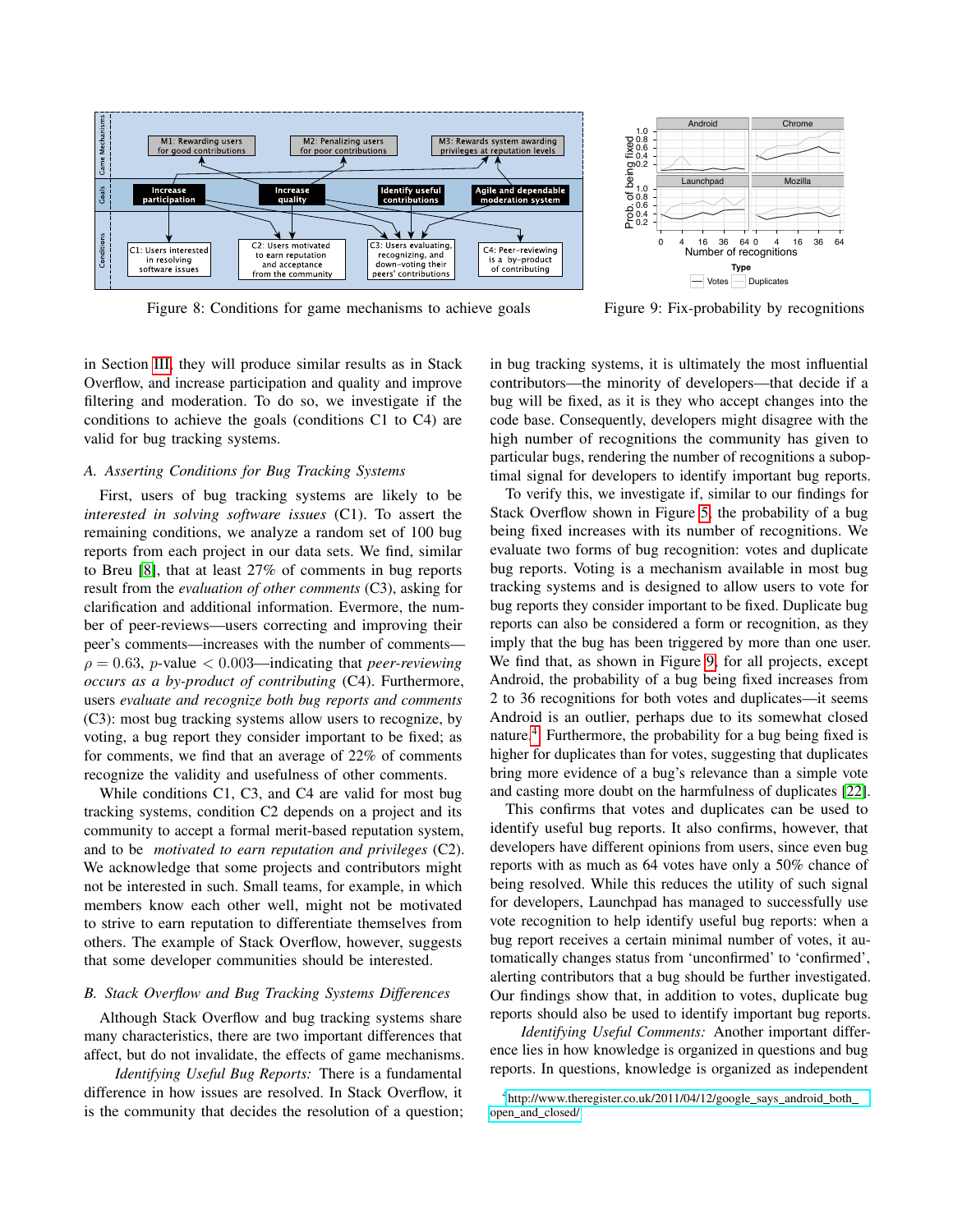Figure 8: Conditions for game mechanisms to achieve goals

Figure 9: Fix-probability by recognitions

in Section III, they will produce similar results as in Stack Overflow, and increase participation and quality and improve filtering and moderation. To do so, we investigate if the conditions to achieve the goals (conditions C1 to C4) are valid for bug tracking systems.

### A. Asserting Conditions for Bug Tracking Systems

First, users of bug tracking systems are likely to be *interested in solving software issues* (C1). To assert the remaining conditions, we analyze a random set of 100 bug reports from each project in our data sets. We find, similar to Breu [8], that at least 27% of comments in bug reports result from the *evaluation of other comments* (C3), asking for clarification and additional information. Evermore, the number of peer-reviews—users correcting and improving their peer's comments—increases with the number of comments—$\rho = 0.63$, $p$-value $< 0.003$—indicating that *peer-reviewing occurs as a by-product of contributing* (C4). Furthermore, users *evaluate and recognize both bug reports and comments* (C3): most bug tracking systems allow users to recognize, by voting, a bug report they consider important to be fixed; as for comments, we find that an average of 22% of comments recognize the validity and usefulness of other comments.

While conditions C1, C3, and C4 are valid for most bug tracking systems, condition C2 depends on a project and its community to accept a formal merit-based reputation system, and to be *motivated to earn reputation and privileges* (C2). We acknowledge that some projects and contributors might not be interested in such. Small teams, for example, in which members know each other well, might not be motivated to strive to earn reputation to differentiate themselves from others. The example of Stack Overflow, however, suggests that some developer communities should be interested.

### B. Stack Overflow and Bug Tracking Systems Differences

Although Stack Overflow and bug tracking systems share many characteristics, there are two important differences that affect, but do not invalidate, the effects of game mechanisms.

*Identifying Useful Bug Reports:* There is a fundamental difference in how issues are resolved. In Stack Overflow, it is the community that decides the resolution of a question; in bug tracking systems, it is ultimately the most influential contributors—the minority of developers—that decide if a bug will be fixed, as it is they who accept changes into the code base. Consequently, developers might disagree with the high number of recognitions the community has given to particular bugs, rendering the number of recognitions a suboptimal signal for developers to identify important bug reports.

To verify this, we investigate if, similar to our findings for Stack Overflow shown in Figure 5, the probability of a bug being fixed increases with its number of recognitions. We evaluate two forms of bug recognition: votes and duplicate bug reports. Voting is a mechanism available in most bug tracking systems and is designed to allow users to vote for bug reports they consider important to be fixed. Duplicate bug reports can also be considered a form or recognition, as they imply that the bug has been triggered by more than one user. We find that, as shown in Figure 9, for all projects, except Android, the probability of a bug being fixed increases from 2 to 36 recognitions for both votes and duplicates—it seems Android is an outlier, perhaps due to its somewhat closed nature.[4] Furthermore, the probability for a bug being fixed is higher for duplicates than for votes, suggesting that duplicates bring more evidence of a bug's relevance than a simple vote and casting more doubt on the harmfulness of duplicates [22].

This confirms that votes and duplicates can be used to identify useful bug reports. It also confirms, however, that developers have different opinions from users, since even bug reports with as much as 64 votes have only a 50% chance of being resolved. While this reduces the utility of such signal for developers, Launchpad has managed to successfully use vote recognition to help identify useful bug reports: when a bug report receives a certain minimal number of votes, it automatically changes status from 'unconfirmed' to 'confirmed', alerting contributors that a bug should be further investigated. Our findings show that, in addition to votes, duplicate bug reports should also be used to identify important bug reports.

*Identifying Useful Comments:* Another important difference lies in how knowledge is organized in questions and bug reports. In questions, knowledge is organized as independent

[4] http://www.theregister.co.uk/2011/04/12/google_says_android_both_open_and_closed/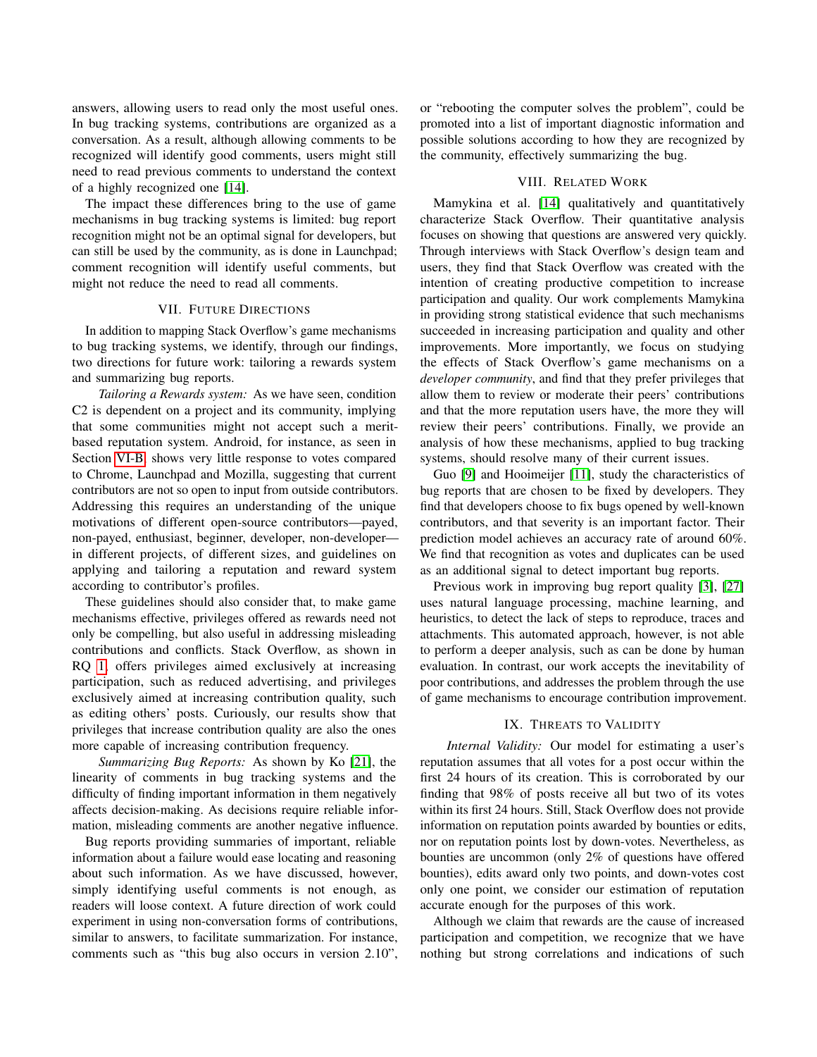answers, allowing users to read only the most useful ones. In bug tracking systems, contributions are organized as a conversation. As a result, although allowing comments to be recognized will identify good comments, users might still need to read previous comments to understand the context of a highly recognized one [14].

The impact these differences bring to the use of game mechanisms in bug tracking systems is limited: bug report recognition might not be an optimal signal for developers, but can still be used by the community, as is done in Launchpad; comment recognition will identify useful comments, but might not reduce the need to read all comments.

## VII. Future Directions

In addition to mapping Stack Overflow's game mechanisms to bug tracking systems, we identify, through our findings, two directions for future work: tailoring a rewards system and summarizing bug reports.

*Tailoring a Rewards system:* As we have seen, condition C2 is dependent on a project and its community, implying that some communities might not accept such a merit-based reputation system. Android, for instance, as seen in Section VI-B, shows very little response to votes compared to Chrome, Launchpad and Mozilla, suggesting that current contributors are not so open to input from outside contributors. Addressing this requires an understanding of the unique motivations of different open-source contributors—payed, non-payed, enthusiast, beginner, developer, non-developer—in different projects, of different sizes, and guidelines on applying and tailoring a reputation and reward system according to contributor's profiles.

These guidelines should also consider that, to make game mechanisms effective, privileges offered as rewards need not only be compelling, but also useful in addressing misleading contributions and conflicts. Stack Overflow, as shown in RQ 1, offers privileges aimed exclusively at increasing participation, such as reduced advertising, and privileges exclusively aimed at increasing contribution quality, such as editing others' posts. Curiously, our results show that privileges that increase contribution quality are also the ones more capable of increasing contribution frequency.

*Summarizing Bug Reports:* As shown by Ko [21], the linearity of comments in bug tracking systems and the difficulty of finding important information in them negatively affects decision-making. As decisions require reliable information, misleading comments are another negative influence.

Bug reports providing summaries of important, reliable information about a failure would ease locating and reasoning about such information. As we have discussed, however, simply identifying useful comments is not enough, as readers will loose context. A future direction of work could experiment in using non-conversation forms of contributions, similar to answers, to facilitate summarization. For instance, comments such as "this bug also occurs in version 2.10", or "rebooting the computer solves the problem", could be promoted into a list of important diagnostic information and possible solutions according to how they are recognized by the community, effectively summarizing the bug.

## VIII. Related Work

Mamykina et al. [14] qualitatively and quantitatively characterize Stack Overflow. Their quantitative analysis focuses on showing that questions are answered very quickly. Through interviews with Stack Overflow's design team and users, they find that Stack Overflow was created with the intention of creating productive competition to increase participation and quality. Our work complements Mamykina in providing strong statistical evidence that such mechanisms succeeded in increasing participation and quality and other improvements. More importantly, we focus on studying the effects of Stack Overflow's game mechanisms on a *developer community*, and find that they prefer privileges that allow them to review or moderate their peers' contributions and that the more reputation users have, the more they will review their peers' contributions. Finally, we provide an analysis of how these mechanisms, applied to bug tracking systems, should resolve many of their current issues.

Guo [9] and Hooimeijer [11], study the characteristics of bug reports that are chosen to be fixed by developers. They find that developers choose to fix bugs opened by well-known contributors, and that severity is an important factor. Their prediction model achieves an accuracy rate of around 60%. We find that recognition as votes and duplicates can be used as an additional signal to detect important bug reports.

Previous work in improving bug report quality [3], [27] uses natural language processing, machine learning, and heuristics, to detect the lack of steps to reproduce, traces and attachments. This automated approach, however, is not able to perform a deeper analysis, such as can be done by human evaluation. In contrast, our work accepts the inevitability of poor contributions, and addresses the problem through the use of game mechanisms to encourage contribution improvement.

## IX. Threats to Validity

*Internal Validity:* Our model for estimating a user's reputation assumes that all votes for a post occur within the first 24 hours of its creation. This is corroborated by our finding that 98% of posts receive all but two of its votes within its first 24 hours. Still, Stack Overflow does not provide information on reputation points awarded by bounties or edits, nor on reputation points lost by down-votes. Nevertheless, as bounties are uncommon (only 2% of questions have offered bounties), edits award only two points, and down-votes cost only one point, we consider our estimation of reputation accurate enough for the purposes of this work.

Although we claim that rewards are the cause of increased participation and competition, we recognize that we have nothing but strong correlations and indications of such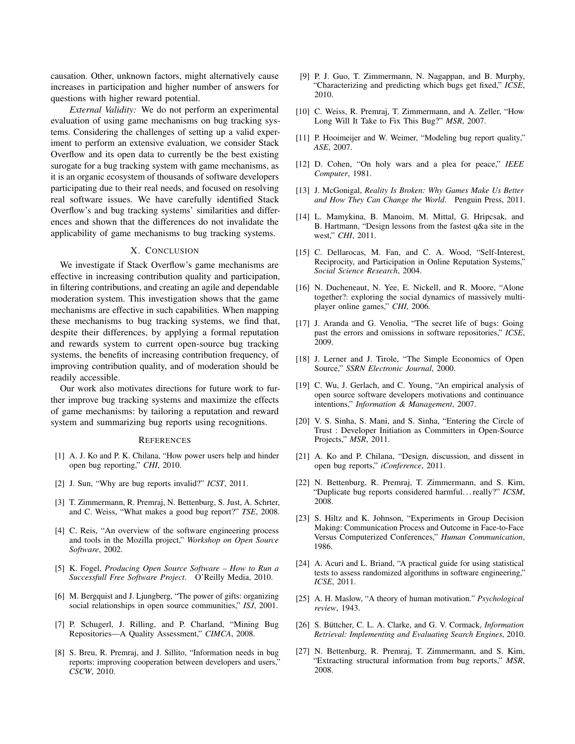causation. Other, unknown factors, might alternatively cause increases in participation and higher number of answers for questions with higher reward potential.

*External Validity:* We do not perform an experimental evaluation of using game mechanisms on bug tracking systems. Considering the challenges of setting up a valid experiment to perform an extensive evaluation, we consider Stack Overflow and its open data to currently be the best existing surogate for a bug tracking system with game mechanisms, as it is an organic ecosystem of thousands of software developers participating due to their real needs, and focused on resolving real software issues. We have carefully identified Stack Overflow's and bug tracking systems' similarities and differences and shown that the differences do not invalidate the applicability of game mechanisms to bug tracking systems.

## X. Conclusion

We investigate if Stack Overflow's game mechanisms are effective in increasing contribution quality and participation, in filtering contributions, and creating an agile and dependable moderation system. This investigation shows that the game mechanisms are effective in such capabilities. When mapping these mechanisms to bug tracking systems, we find that, despite their differences, by applying a formal reputation and rewards system to current open-source bug tracking systems, the benefits of increasing contribution frequency, of improving contribution quality, and of moderation should be readily accessible.

Our work also motivates directions for future work to further improve bug tracking systems and maximize the effects of game mechanisms: by tailoring a reputation and reward system and summarizing bug reports using recognitions.

## References

[1] A. J. Ko and P. K. Chilana, "How power users help and hinder open bug reporting," *CHI*, 2010.

[2] J. Sun, "Why are bug reports invalid?" *ICST*, 2011.

[3] T. Zimmermann, R. Premraj, N. Bettenburg, S. Just, A. Schrter, and C. Weiss, "What makes a good bug report?" *TSE*, 2008.

[4] C. Reis, "An overview of the software engineering process and tools in the Mozilla project," *Workshop on Open Source Software*, 2002.

[5] K. Fogel, *Producing Open Source Software – How to Run a Successfull Free Software Project*. O'Reilly Media, 2010.

[6] M. Bergquist and J. Ljungberg, "The power of gifts: organizing social relationships in open source communities," *ISJ*, 2001.

[7] P. Schugerl, J. Rilling, and P. Charland, "Mining Bug Repositories—A Quality Assessment," *CIMCA*, 2008.

[8] S. Breu, R. Premraj, and J. Sillito, "Information needs in bug reports: improving cooperation between developers and users," *CSCW*, 2010.

[9] P. J. Guo, T. Zimmermann, N. Nagappan, and B. Murphy, "Characterizing and predicting which bugs get fixed," *ICSE*, 2010.

[10] C. Weiss, R. Premraj, T. Zimmermann, and A. Zeller, "How Long Will It Take to Fix This Bug?" *MSR*, 2007.

[11] P. Hooimeijer and W. Weimer, "Modeling bug report quality," *ASE*, 2007.

[12] D. Cohen, "On holy wars and a plea for peace," *IEEE Computer*, 1981.

[13] J. McGonigal, *Reality Is Broken: Why Games Make Us Better and How They Can Change the World*. Penguin Press, 2011.

[14] L. Mamykina, B. Manoim, M. Mittal, G. Hripcsak, and B. Hartmann, "Design lessons from the fastest q&a site in the west," *CHI*, 2011.

[15] C. Dellarocas, M. Fan, and C. A. Wood, "Self-Interest, Reciprocity, and Participation in Online Reputation Systems," *Social Science Research*, 2004.

[16] N. Ducheneaut, N. Yee, E. Nickell, and R. Moore, "Alone together?: exploring the social dynamics of massively multiplayer online games," *CHI*, 2006.

[17] J. Aranda and G. Venolia, "The secret life of bugs: Going past the errors and omissions in software repositories," *ICSE*, 2009.

[18] J. Lerner and J. Tirole, "The Simple Economics of Open Source," *SSRN Electronic Journal*, 2000.

[19] C. Wu, J. Gerlach, and C. Young, "An empirical analysis of open source software developers motivations and continuance intentions," *Information & Management*, 2007.

[20] V. S. Sinha, S. Mani, and S. Sinha, "Entering the Circle of Trust : Developer Initiation as Committers in Open-Source Projects," *MSR*, 2011.

[21] A. Ko and P. Chilana, "Design, discussion, and dissent in open bug reports," *iConference*, 2011.

[22] N. Bettenburg, R. Premraj, T. Zimmermann, and S. Kim, "Duplicate bug reports considered harmful…really?" *ICSM*, 2008.

[23] S. Hiltz and K. Johnson, "Experiments in Group Decision Making: Communication Process and Outcome in Face-to-Face Versus Computerized Conferences," *Human Communication*, 1986.

[24] A. Acuri and L. Briand, "A practical guide for using statistical tests to assess randomized algorithms in software engineering," *ICSE*, 2011.

[25] A. H. Maslow, "A theory of human motivation." *Psychological review*, 1943.

[26] S. Büttcher, C. L. A. Clarke, and G. V. Cormack, *Information Retrieval: Implementing and Evaluating Search Engines*, 2010.

[27] N. Bettenburg, R. Premraj, T. Zimmermann, and S. Kim, "Extracting structural information from bug reports," *MSR*, 2008.